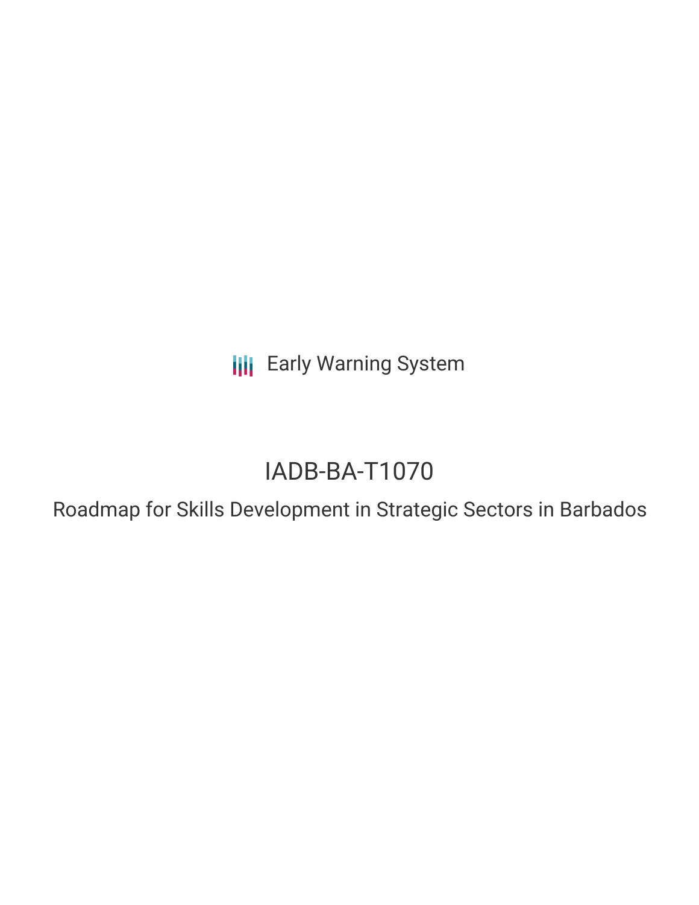Early Warning System

# IADB-BA-T1070

## Roadmap for Skills Development in Strategic Sectors in Barbados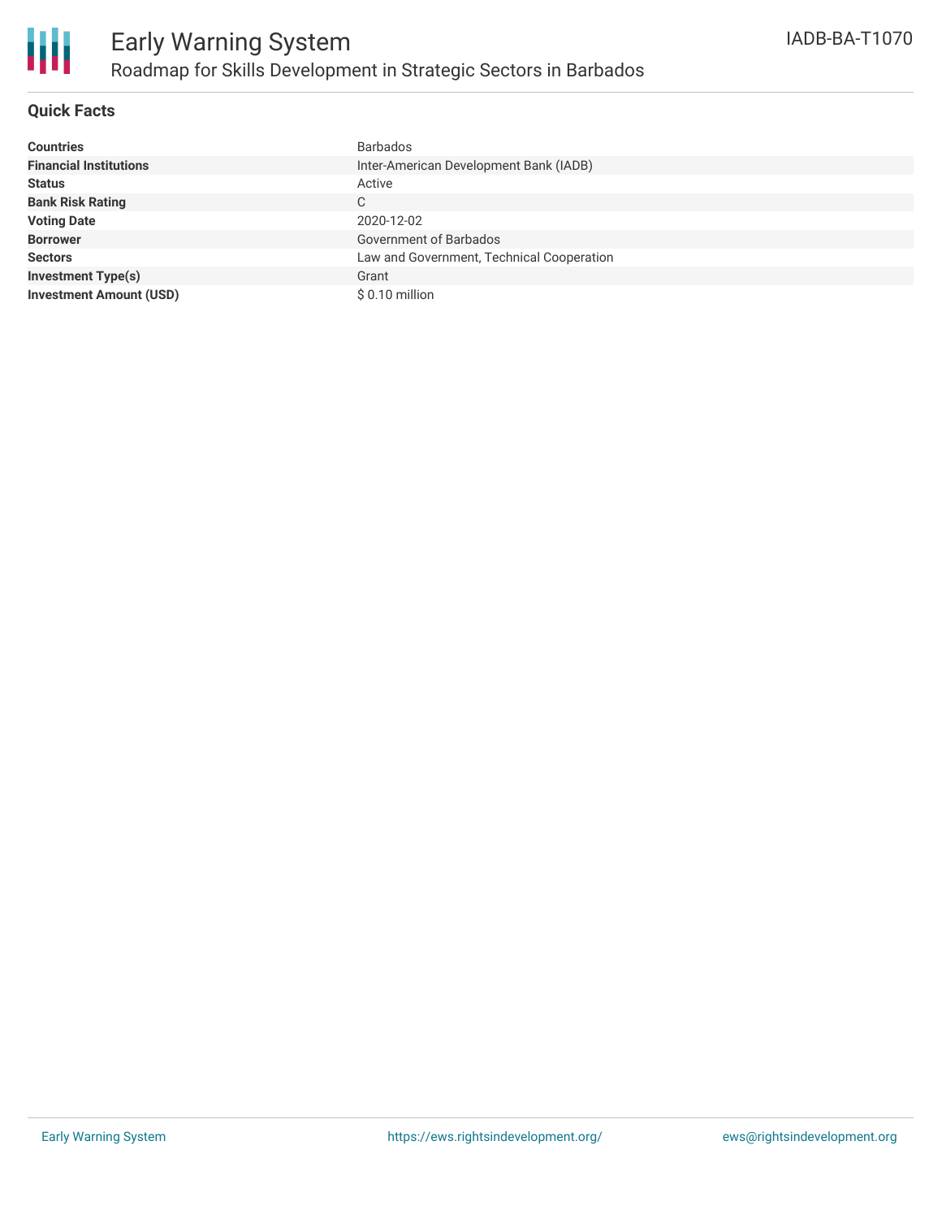# Early Warning System

## Roadmap for Skills Development in Strategic Sectors in Barbados

IADB-BA-T1070

### Quick Facts

| | |
|---|---|
| **Countries** | Barbados |
| **Financial Institutions** | Inter-American Development Bank (IADB) |
| **Status** | Active |
| **Bank Risk Rating** | C |
| **Voting Date** | 2020-12-02 |
| **Borrower** | Government of Barbados |
| **Sectors** | Law and Government, Technical Cooperation |
| **Investment Type(s)** | Grant |
| **Investment Amount (USD)** | $ 0.10 million |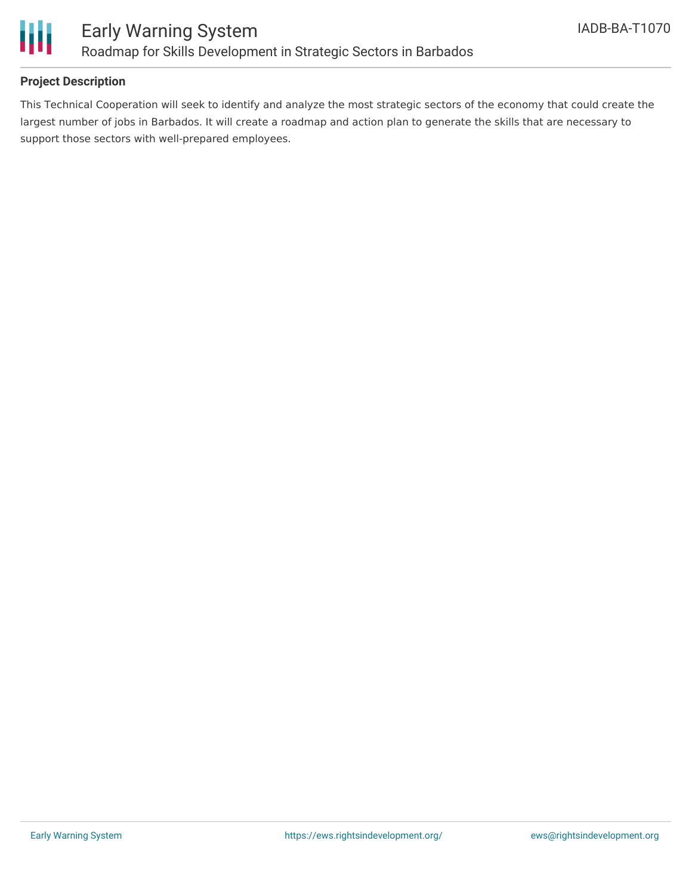## Project Description

This Technical Cooperation will seek to identify and analyze the most strategic sectors of the economy that could create the largest number of jobs in Barbados. It will create a roadmap and action plan to generate the skills that are necessary to support those sectors with well-prepared employees.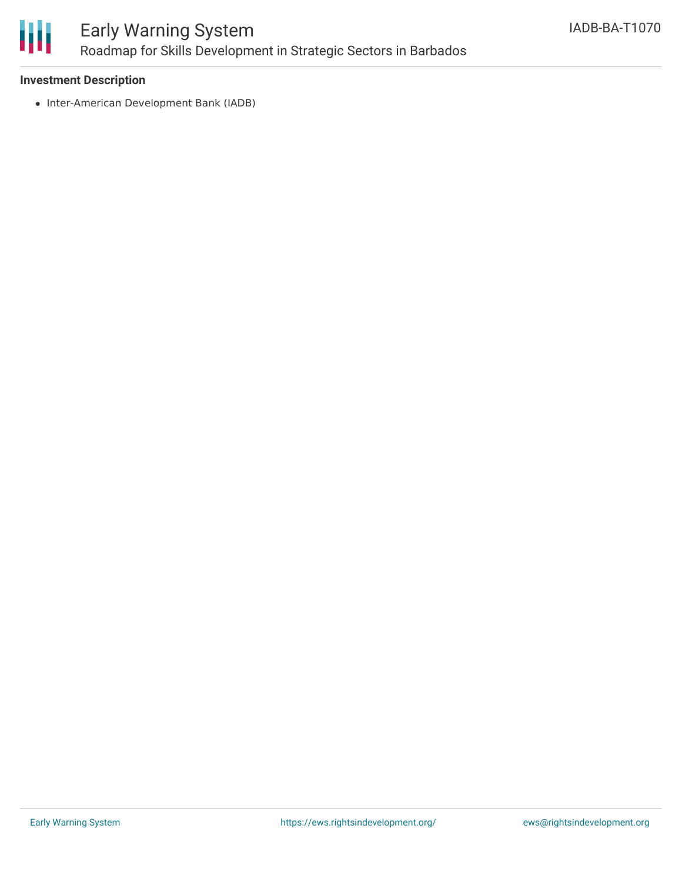### Investment Description

- Inter-American Development Bank (IADB)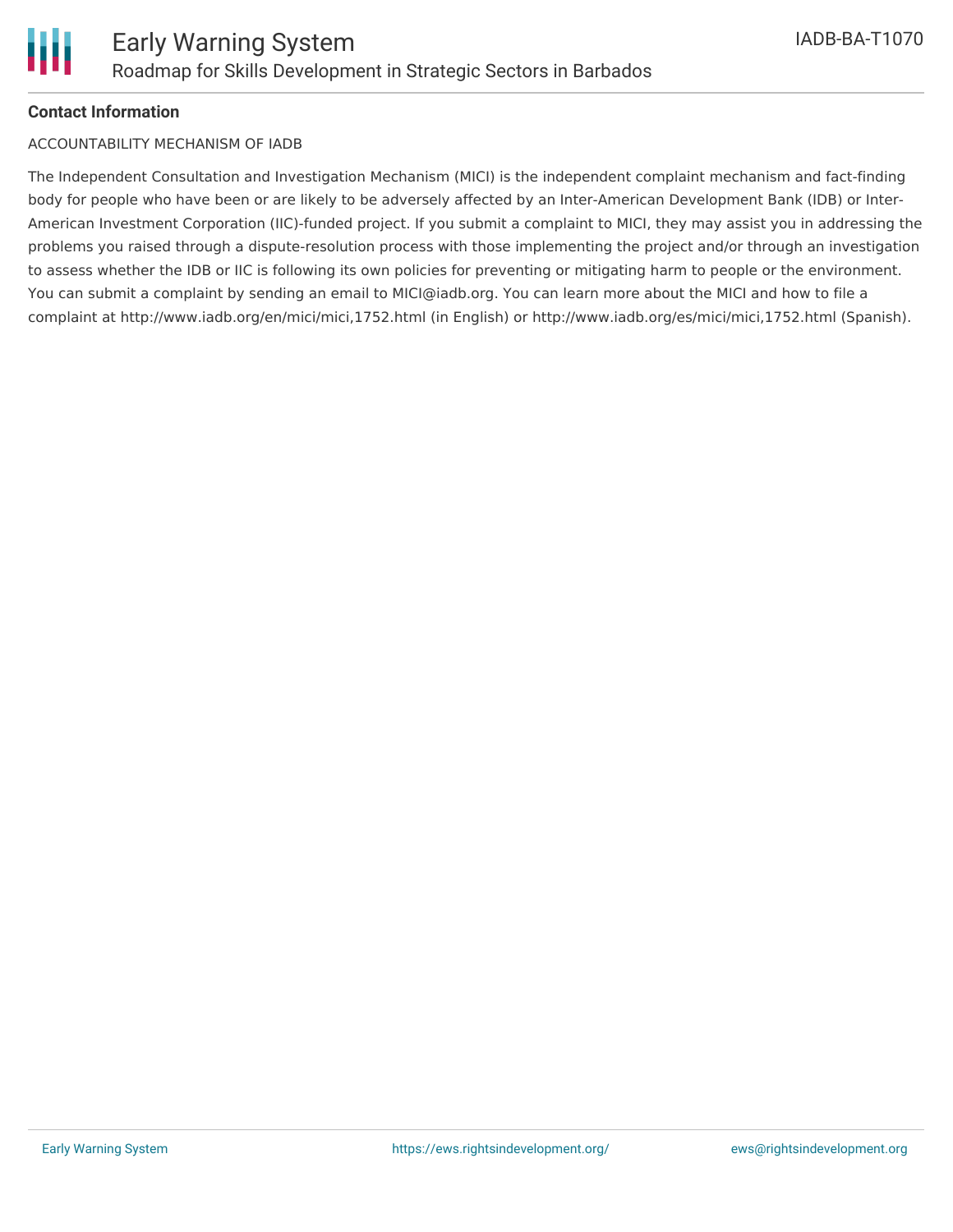**Contact Information**

ACCOUNTABILITY MECHANISM OF IADB

The Independent Consultation and Investigation Mechanism (MICI) is the independent complaint mechanism and fact-finding body for people who have been or are likely to be adversely affected by an Inter-American Development Bank (IDB) or Inter-American Investment Corporation (IIC)-funded project. If you submit a complaint to MICI, they may assist you in addressing the problems you raised through a dispute-resolution process with those implementing the project and/or through an investigation to assess whether the IDB or IIC is following its own policies for preventing or mitigating harm to people or the environment. You can submit a complaint by sending an email to MICI@iadb.org. You can learn more about the MICI and how to file a complaint at http://www.iadb.org/en/mici/mici,1752.html (in English) or http://www.iadb.org/es/mici/mici,1752.html (Spanish).